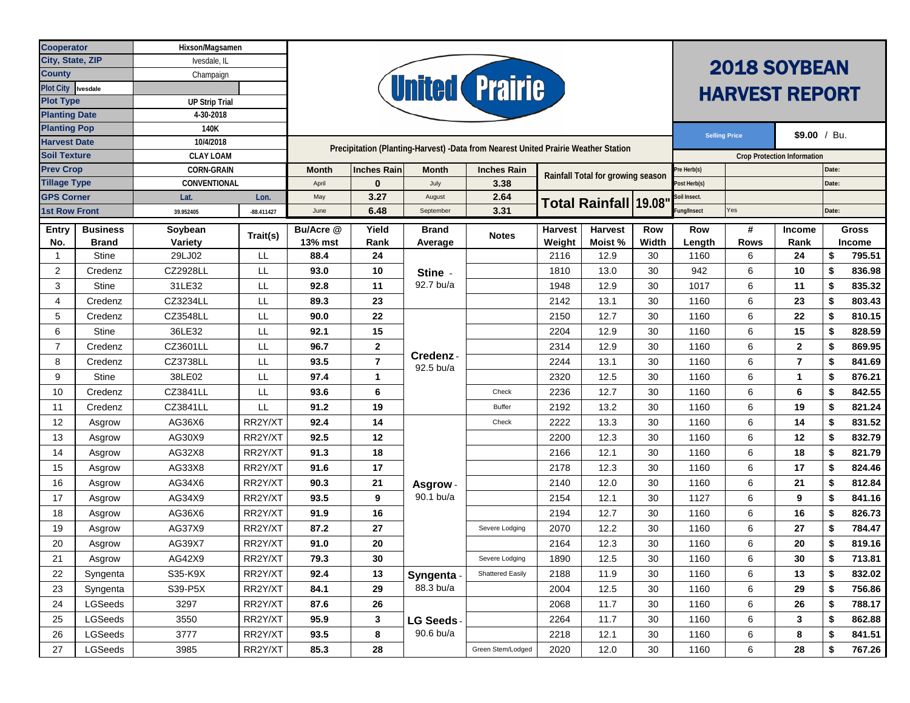# 2018 SOYBEAN HARVEST REPORT

United Prairie

| Field | Value |
|---|---|
| Cooperator | Hixson/Magsamen |
| City, State, ZIP | Ivesdale, IL |
| County | Champaign |
| Plot City | Ivesdale |
| Plot Type | UP Strip Trial |
| Planting Date | 4-30-2018 |
| Planting Pop | 140K |
| Harvest Date | 10/4/2018 |
| Soil Texture | CLAY LOAM |
| Prev Crop | CORN-GRAIN |
| Tillage Type | CONVENTIONAL |
| GPS Corner | Lat. 39.952405 / Lon. -88.411427 |
| 1st Row Front | |

**Selling Price:** $9.00 / Bu.

**Precipitation (Planting-Harvest) -Data from Nearest United Prairie Weather Station**

| Month | Inches Rain | Month | Inches Rain |
|---|---|---|---|
| April | 0 | July | 3.38 |
| May | 3.27 | August | 2.64 |
| June | 6.48 | September | 3.31 |

Rainfall Total for growing season — **Total Rainfall 19.08"**

**Crop Protection Information**

| Item | | Date |
|---|---|---|
| Pre Herb(s) | | Date: |
| Post Herb(s) | | Date: |
| Soil Insect. | | |
| Fung/Insect | Yes | Date: |

| Entry No. | Business Brand | Soybean Variety | Trait(s) | Bu/Acre @ 13% mst | Yield Rank | Brand Average | Notes | Harvest Weight | Harvest Moist % | Row Width | Row Length | # Rows | Income Rank | Gross Income |
|---|---|---|---|---|---|---|---|---|---|---|---|---|---|---|
| 1 | Stine | 29LJ02 | LL | 88.4 | 24 | Stine - 92.7 bu/a | | 2116 | 12.9 | 30 | 1160 | 6 | 24 | $ 795.51 |
| 2 | Credenz | CZ2928LL | LL | 93.0 | 10 | | | 1810 | 13.0 | 30 | 942 | 6 | 10 | $ 836.98 |
| 3 | Stine | 31LE32 | LL | 92.8 | 11 | | | 1948 | 12.9 | 30 | 1017 | 6 | 11 | $ 835.32 |
| 4 | Credenz | CZ3234LL | LL | 89.3 | 23 | | | 2142 | 13.1 | 30 | 1160 | 6 | 23 | $ 803.43 |
| 5 | Credenz | CZ3548LL | LL | 90.0 | 22 | Credenz - 92.5 bu/a | | 2150 | 12.7 | 30 | 1160 | 6 | 22 | $ 810.15 |
| 6 | Stine | 36LE32 | LL | 92.1 | 15 | | | 2204 | 12.9 | 30 | 1160 | 6 | 15 | $ 828.59 |
| 7 | Credenz | CZ3601LL | LL | 96.7 | 2 | | | 2314 | 12.9 | 30 | 1160 | 6 | 2 | $ 869.95 |
| 8 | Credenz | CZ3738LL | LL | 93.5 | 7 | | | 2244 | 13.1 | 30 | 1160 | 6 | 7 | $ 841.69 |
| 9 | Stine | 38LE02 | LL | 97.4 | 1 | | | 2320 | 12.5 | 30 | 1160 | 6 | 1 | $ 876.21 |
| 10 | Credenz | CZ3841LL | LL | 93.6 | 6 | | Check | 2236 | 12.7 | 30 | 1160 | 6 | 6 | $ 842.55 |
| 11 | Credenz | CZ3841LL | LL | 91.2 | 19 | | Buffer | 2192 | 13.2 | 30 | 1160 | 6 | 19 | $ 821.24 |
| 12 | Asgrow | AG36X6 | RR2Y/XT | 92.4 | 14 | Asgrow - 90.1 bu/a | Check | 2222 | 13.3 | 30 | 1160 | 6 | 14 | $ 831.52 |
| 13 | Asgrow | AG30X9 | RR2Y/XT | 92.5 | 12 | | | 2200 | 12.3 | 30 | 1160 | 6 | 12 | $ 832.79 |
| 14 | Asgrow | AG32X8 | RR2Y/XT | 91.3 | 18 | | | 2166 | 12.1 | 30 | 1160 | 6 | 18 | $ 821.79 |
| 15 | Asgrow | AG33X8 | RR2Y/XT | 91.6 | 17 | | | 2178 | 12.3 | 30 | 1160 | 6 | 17 | $ 824.46 |
| 16 | Asgrow | AG34X6 | RR2Y/XT | 90.3 | 21 | | | 2140 | 12.0 | 30 | 1160 | 6 | 21 | $ 812.84 |
| 17 | Asgrow | AG34X9 | RR2Y/XT | 93.5 | 9 | | | 2154 | 12.1 | 30 | 1127 | 6 | 9 | $ 841.16 |
| 18 | Asgrow | AG36X6 | RR2Y/XT | 91.9 | 16 | | | 2194 | 12.7 | 30 | 1160 | 6 | 16 | $ 826.73 |
| 19 | Asgrow | AG37X9 | RR2Y/XT | 87.2 | 27 | | Severe Lodging | 2070 | 12.2 | 30 | 1160 | 6 | 27 | $ 784.47 |
| 20 | Asgrow | AG39X7 | RR2Y/XT | 91.0 | 20 | | | 2164 | 12.3 | 30 | 1160 | 6 | 20 | $ 819.16 |
| 21 | Asgrow | AG42X9 | RR2Y/XT | 79.3 | 30 | | Severe Lodging | 1890 | 12.5 | 30 | 1160 | 6 | 30 | $ 713.81 |
| 22 | Syngenta | S35-K9X | RR2Y/XT | 92.4 | 13 | Syngenta - 88.3 bu/a | Shattered Easily | 2188 | 11.9 | 30 | 1160 | 6 | 13 | $ 832.02 |
| 23 | Syngenta | S39-P5X | RR2Y/XT | 84.1 | 29 | | | 2004 | 12.5 | 30 | 1160 | 6 | 29 | $ 756.86 |
| 24 | LGSeeds | 3297 | RR2Y/XT | 87.6 | 26 | LG Seeds - 90.6 bu/a | | 2068 | 11.7 | 30 | 1160 | 6 | 26 | $ 788.17 |
| 25 | LGSeeds | 3550 | RR2Y/XT | 95.9 | 3 | | | 2264 | 11.7 | 30 | 1160 | 6 | 3 | $ 862.88 |
| 26 | LGSeeds | 3777 | RR2Y/XT | 93.5 | 8 | | | 2218 | 12.1 | 30 | 1160 | 6 | 8 | $ 841.51 |
| 27 | LGSeeds | 3985 | RR2Y/XT | 85.3 | 28 | | Green Stem/Lodged | 2020 | 12.0 | 30 | 1160 | 6 | 28 | $ 767.26 |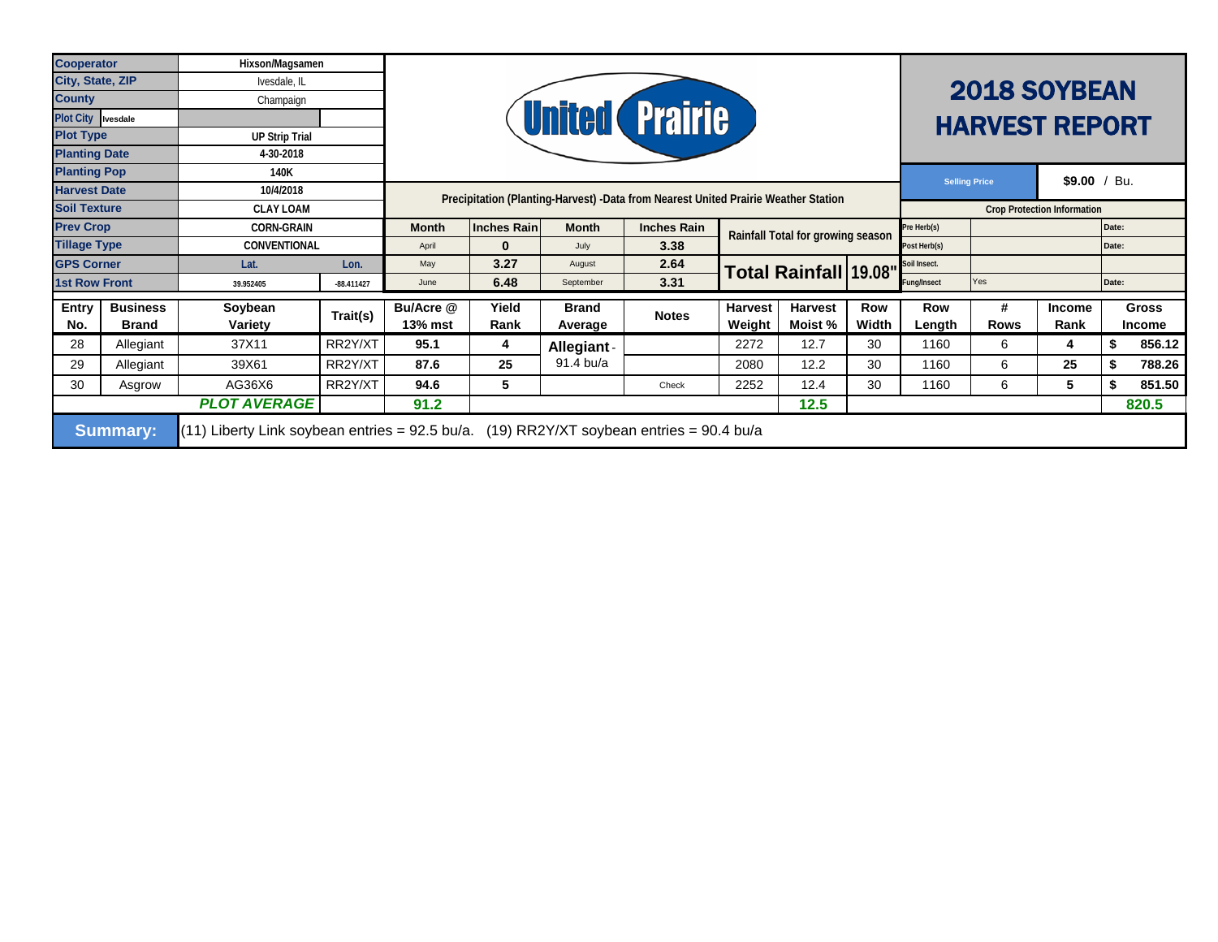# 2018 SOYBEAN HARVEST REPORT

United Prairie

| | |
|---|---|
| Cooperator | Hixson/Magsamen |
| City, State, ZIP | Ivesdale, IL |
| County | Champaign |
| Plot City | Ivesdale |
| Plot Type | UP Strip Trial |
| Planting Date | 4-30-2018 |
| Planting Pop | 140K |
| Harvest Date | 10/4/2018 |
| Soil Texture | CLAY LOAM |
| Prev Crop | CORN-GRAIN |
| Tillage Type | CONVENTIONAL |
| GPS Corner | Lat. 39.952405 / Lon. -88.411427 |
| 1st Row Front | |

**Precipitation (Planting-Harvest) -Data from Nearest United Prairie Weather Station**

| Month | Inches Rain | Month | Inches Rain |
|---|---|---|---|
| April | 0 | July | 3.38 |
| May | 3.27 | August | 2.64 |
| June | 6.48 | September | 3.31 |

Rainfall Total for growing season

**Total Rainfall 19.08"**

| Selling Price | $9.00 / Bu. |
|---|---|

**Crop Protection Information**

| | | Date |
|---|---|---|
| Pre Herb(s) | | |
| Post Herb(s) | | |
| Soil Insect. | | |
| Fung/Insect | Yes | |

| Entry No. | Business Brand | Soybean Variety | Trait(s) | Bu/Acre @ 13% mst | Yield Rank | Brand Average | Notes | Harvest Weight | Harvest Moist % | Row Width | Row Length | # Rows | Income Rank | Gross Income |
|---|---|---|---|---|---|---|---|---|---|---|---|---|---|---|
| 28 | Allegiant | 37X11 | RR2Y/XT | 95.1 | 4 | Allegiant - 91.4 bu/a | | 2272 | 12.7 | 30 | 1160 | 6 | 4 | $ 856.12 |
| 29 | Allegiant | 39X61 | RR2Y/XT | 87.6 | 25 | | | 2080 | 12.2 | 30 | 1160 | 6 | 25 | $ 788.26 |
| 30 | Asgrow | AG36X6 | RR2Y/XT | 94.6 | 5 | | Check | 2252 | 12.4 | 30 | 1160 | 6 | 5 | $ 851.50 |
| | | *PLOT AVERAGE* | | 91.2 | | | | | 12.5 | | | | | 820.5 |

**Summary:** (11) Liberty Link soybean entries = 92.5 bu/a. (19) RR2Y/XT soybean entries = 90.4 bu/a